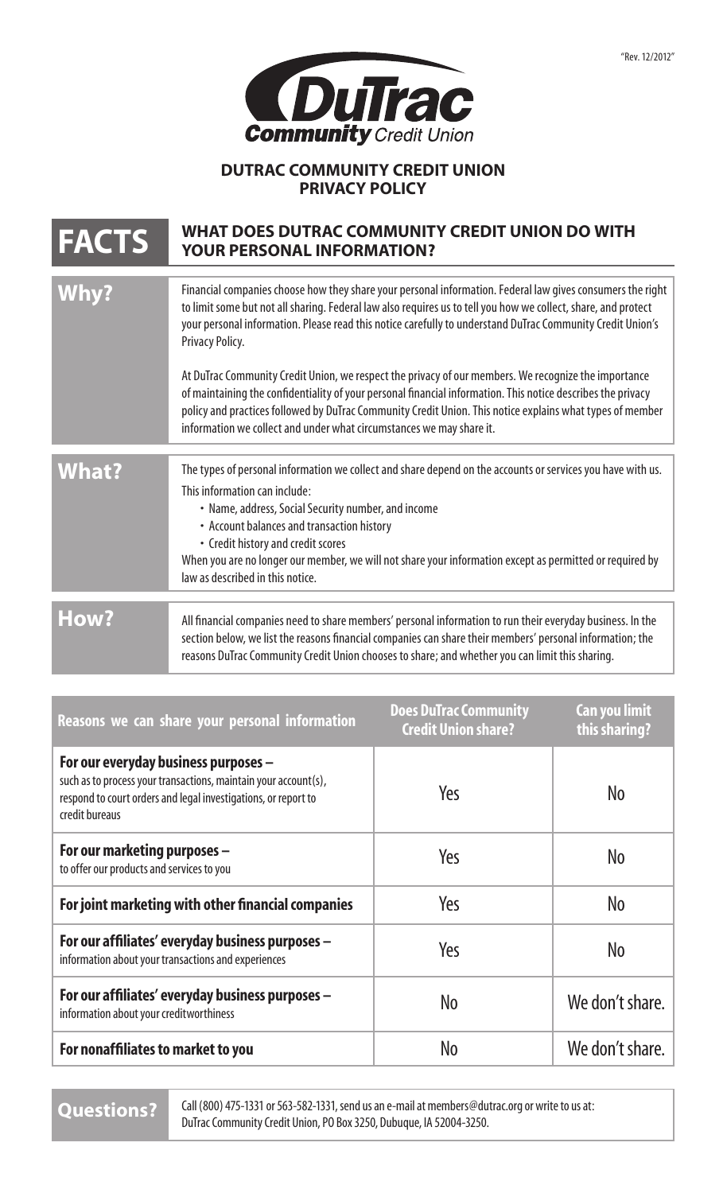"Rev. 12/2012"

# DUTRAC COMMUNITY CREDIT UNION
## PRIVACY POLICY

| **FACTS** | **WHAT DOES DUTRAC COMMUNITY CREDIT UNION DO WITH YOUR PERSONAL INFORMATION?** |
|---|---|
| **Why?** | Financial companies choose how they share your personal information. Federal law gives consumers the right to limit some but not all sharing. Federal law also requires us to tell you how we collect, share, and protect your personal information. Please read this notice carefully to understand DuTrac Community Credit Union's Privacy Policy.<br><br>At DuTrac Community Credit Union, we respect the privacy of our members. We recognize the importance of maintaining the confidentiality of your personal financial information. This notice describes the privacy policy and practices followed by DuTrac Community Credit Union. This notice explains what types of member information we collect and under what circumstances we may share it. |
| **What?** | The types of personal information we collect and share depend on the accounts or services you have with us.<br>This information can include:<br>• Name, address, Social Security number, and income<br>• Account balances and transaction history<br>• Credit history and credit scores<br>When you are no longer our member, we will not share your information except as permitted or required by law as described in this notice. |
| **How?** | All financial companies need to share members' personal information to run their everyday business. In the section below, we list the reasons financial companies can share their members' personal information; the reasons DuTrac Community Credit Union chooses to share; and whether you can limit this sharing. |

| Reasons we can share your personal information | Does DuTrac Community Credit Union share? | Can you limit this sharing? |
|---|---|---|
| **For our everyday business purposes –** such as to process your transactions, maintain your account(s), respond to court orders and legal investigations, or report to credit bureaus | Yes | No |
| **For our marketing purposes –** to offer our products and services to you | Yes | No |
| **For joint marketing with other financial companies** | Yes | No |
| **For our affiliates' everyday business purposes –** information about your transactions and experiences | Yes | No |
| **For our affiliates' everyday business purposes –** information about your creditworthiness | No | We don't share. |
| **For nonaffiliates to market to you** | No | We don't share. |

| **Questions?** | Call (800) 475-1331 or 563-582-1331, send us an e-mail at members@dutrac.org or write to us at: DuTrac Community Credit Union, PO Box 3250, Dubuque, IA 52004-3250. |
|---|---|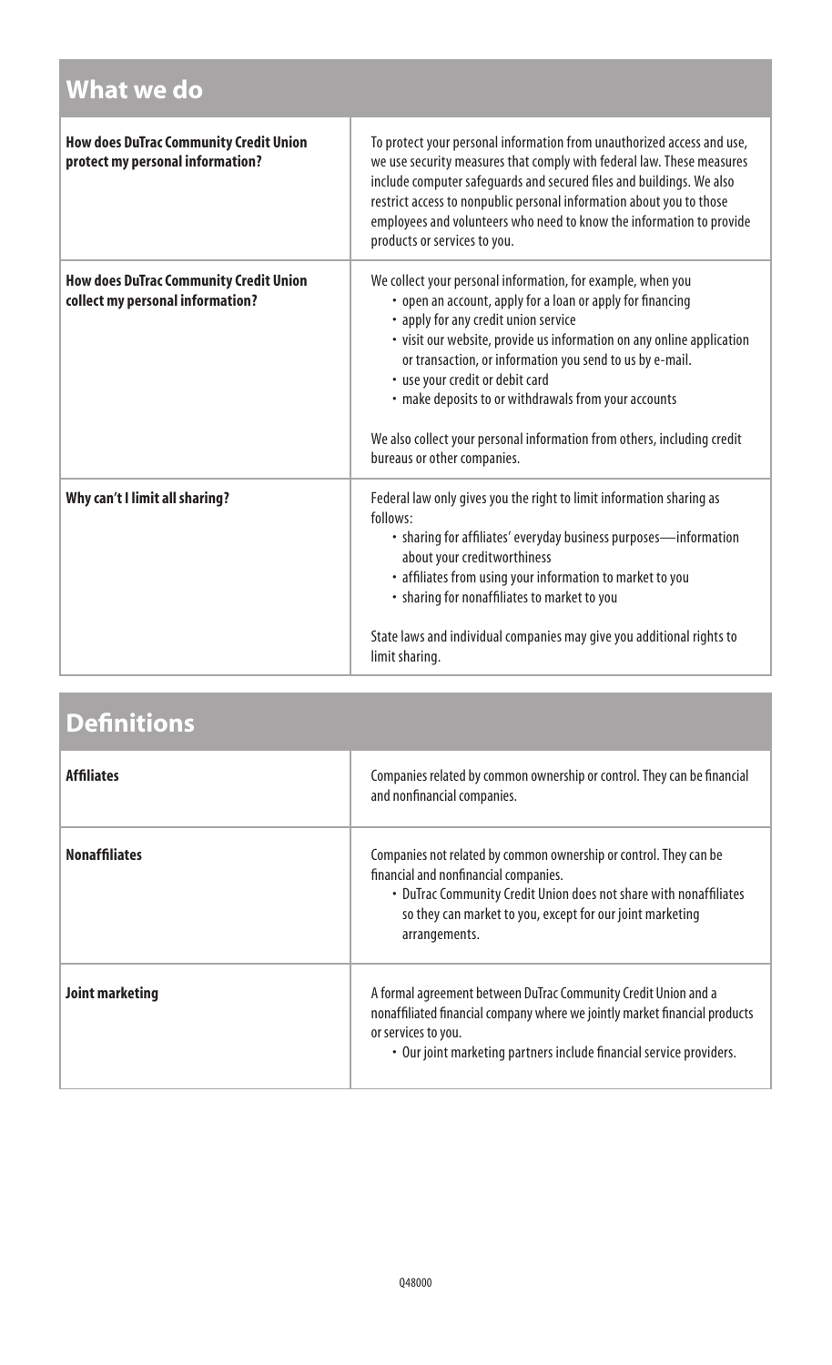## What we do

| | |
|---|---|
| **How does DuTrac Community Credit Union protect my personal information?** | To protect your personal information from unauthorized access and use, we use security measures that comply with federal law. These measures include computer safeguards and secured files and buildings. We also restrict access to nonpublic personal information about you to those employees and volunteers who need to know the information to provide products or services to you. |
| **How does DuTrac Community Credit Union collect my personal information?** | We collect your personal information, for example, when you<br>• open an account, apply for a loan or apply for financing<br>• apply for any credit union service<br>• visit our website, provide us information on any online application or transaction, or information you send to us by e-mail.<br>• use your credit or debit card<br>• make deposits to or withdrawals from your accounts<br><br>We also collect your personal information from others, including credit bureaus or other companies. |
| **Why can't I limit all sharing?** | Federal law only gives you the right to limit information sharing as follows:<br>• sharing for affiliates' everyday business purposes—information about your creditworthiness<br>• affiliates from using your information to market to you<br>• sharing for nonaffiliates to market to you<br><br>State laws and individual companies may give you additional rights to limit sharing. |

## Definitions

| | |
|---|---|
| **Affiliates** | Companies related by common ownership or control. They can be financial and nonfinancial companies. |
| **Nonaffiliates** | Companies not related by common ownership or control. They can be financial and nonfinancial companies.<br>• DuTrac Community Credit Union does not share with nonaffiliates so they can market to you, except for our joint marketing arrangements. |
| **Joint marketing** | A formal agreement between DuTrac Community Credit Union and a nonaffiliated financial company where we jointly market financial products or services to you.<br>• Our joint marketing partners include financial service providers. |

Q48000